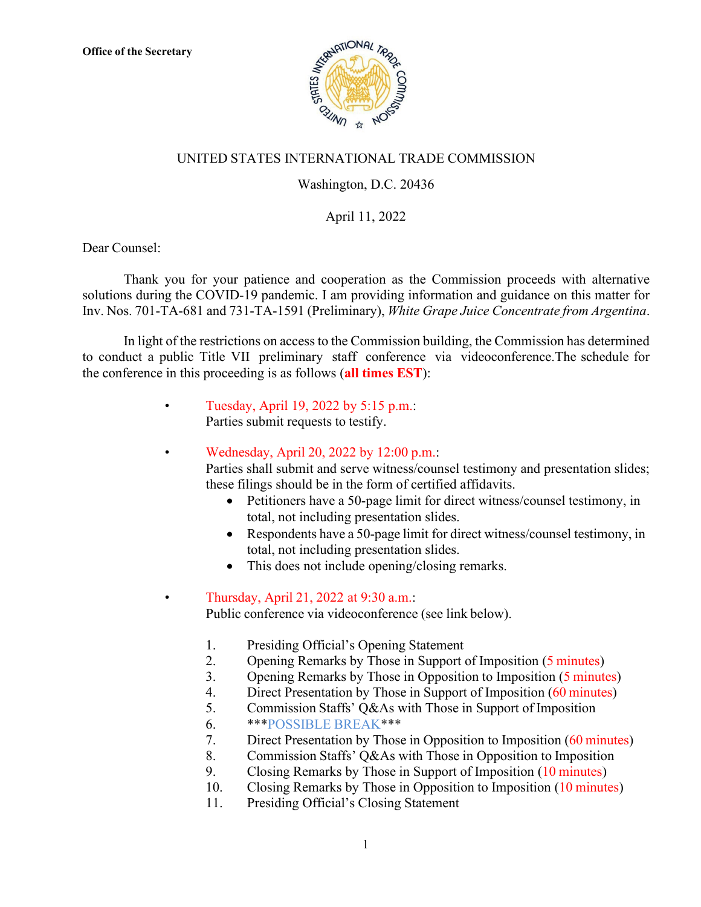**Office of the Secretary**

UNITED STATES INTERNATIONAL TRADE COMMISSION

Washington, D.C. 20436

April 11, 2022

Dear Counsel:

Thank you for your patience and cooperation as the Commission proceeds with alternative solutions during the COVID-19 pandemic. I am providing information and guidance on this matter for Inv. Nos. 701-TA-681 and 731-TA-1591 (Preliminary), *White Grape Juice Concentrate from Argentina*.

In light of the restrictions on access to the Commission building, the Commission has determined to conduct a public Title VII preliminary staff conference via videoconference.The schedule for the conference in this proceeding is as follows (**all times EST**):

- Tuesday, April 19, 2022 by 5:15 p.m.:
  Parties submit requests to testify.

- Wednesday, April 20, 2022 by 12:00 p.m.:
  Parties shall submit and serve witness/counsel testimony and presentation slides; these filings should be in the form of certified affidavits.
  - Petitioners have a 50-page limit for direct witness/counsel testimony, in total, not including presentation slides.
  - Respondents have a 50-page limit for direct witness/counsel testimony, in total, not including presentation slides.
  - This does not include opening/closing remarks.

- Thursday, April 21, 2022 at 9:30 a.m.:
  Public conference via videoconference (see link below).

  1. Presiding Official's Opening Statement
  2. Opening Remarks by Those in Support of Imposition (5 minutes)
  3. Opening Remarks by Those in Opposition to Imposition (5 minutes)
  4. Direct Presentation by Those in Support of Imposition (60 minutes)
  5. Commission Staffs' Q&As with Those in Support of Imposition
  6. ***POSSIBLE BREAK***
  7. Direct Presentation by Those in Opposition to Imposition (60 minutes)
  8. Commission Staffs' Q&As with Those in Opposition to Imposition
  9. Closing Remarks by Those in Support of Imposition (10 minutes)
  10. Closing Remarks by Those in Opposition to Imposition (10 minutes)
  11. Presiding Official's Closing Statement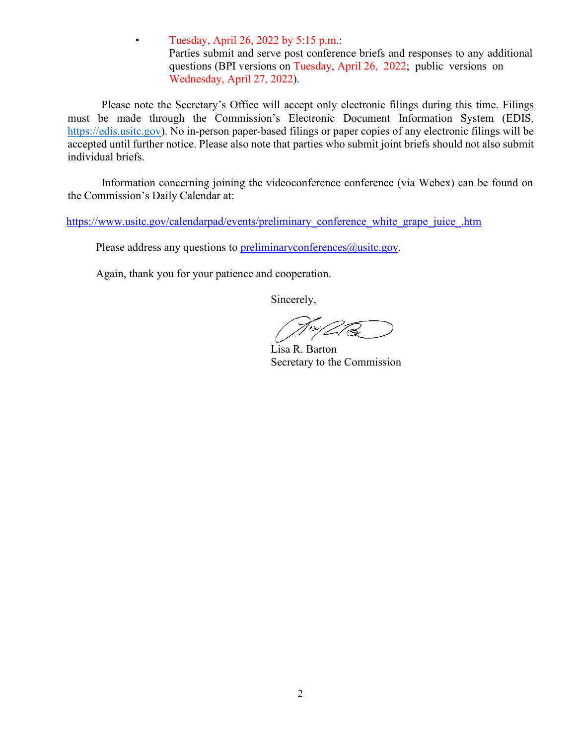- Tuesday, April 26, 2022 by 5:15 p.m.:
  Parties submit and serve post conference briefs and responses to any additional questions (BPI versions on Tuesday, April 26, 2022; public versions on Wednesday, April 27, 2022).

Please note the Secretary's Office will accept only electronic filings during this time. Filings must be made through the Commission's Electronic Document Information System (EDIS, https://edis.usitc.gov). No in-person paper-based filings or paper copies of any electronic filings will be accepted until further notice. Please also note that parties who submit joint briefs should not also submit individual briefs.

Information concerning joining the videoconference conference (via Webex) can be found on the Commission's Daily Calendar at:

https://www.usitc.gov/calendarpad/events/preliminary_conference_white_grape_juice_.htm

Please address any questions to preliminaryconferences@usitc.gov.

Again, thank you for your patience and cooperation.

Sincerely,

Lisa R. Barton
Secretary to the Commission